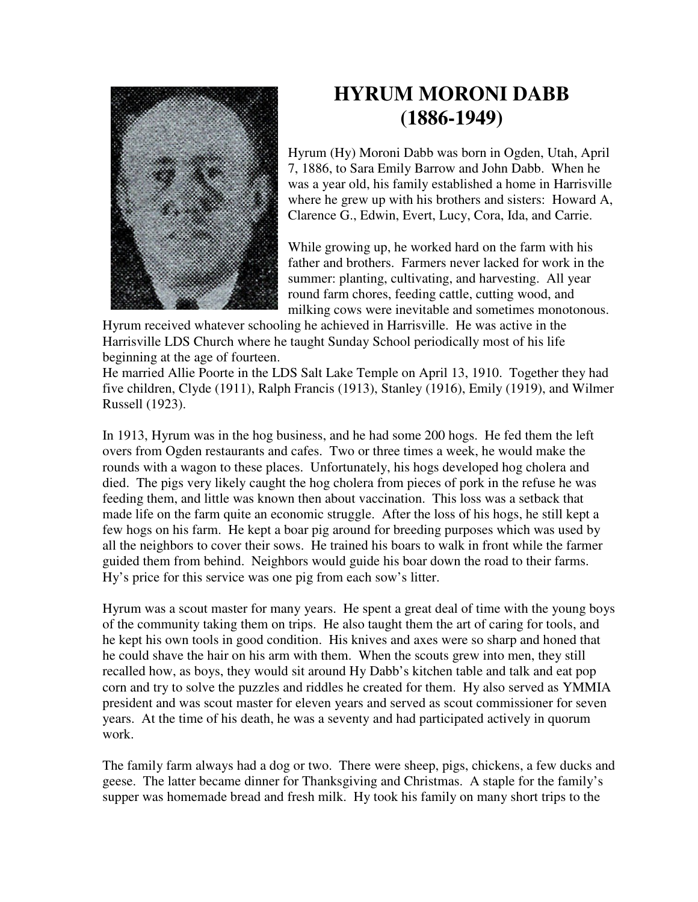# HYRUM MORONI DABB (1886-1949)

Hyrum (Hy) Moroni Dabb was born in Ogden, Utah, April 7, 1886, to Sara Emily Barrow and John Dabb. When he was a year old, his family established a home in Harrisville where he grew up with his brothers and sisters: Howard A, Clarence G., Edwin, Evert, Lucy, Cora, Ida, and Carrie.

While growing up, he worked hard on the farm with his father and brothers. Farmers never lacked for work in the summer: planting, cultivating, and harvesting. All year round farm chores, feeding cattle, cutting wood, and milking cows were inevitable and sometimes monotonous. Hyrum received whatever schooling he achieved in Harrisville. He was active in the Harrisville LDS Church where he taught Sunday School periodically most of his life beginning at the age of fourteen.
He married Allie Poorte in the LDS Salt Lake Temple on April 13, 1910. Together they had five children, Clyde (1911), Ralph Francis (1913), Stanley (1916), Emily (1919), and Wilmer Russell (1923).

In 1913, Hyrum was in the hog business, and he had some 200 hogs. He fed them the left overs from Ogden restaurants and cafes. Two or three times a week, he would make the rounds with a wagon to these places. Unfortunately, his hogs developed hog cholera and died. The pigs very likely caught the hog cholera from pieces of pork in the refuse he was feeding them, and little was known then about vaccination. This loss was a setback that made life on the farm quite an economic struggle. After the loss of his hogs, he still kept a few hogs on his farm. He kept a boar pig around for breeding purposes which was used by all the neighbors to cover their sows. He trained his boars to walk in front while the farmer guided them from behind. Neighbors would guide his boar down the road to their farms. Hy's price for this service was one pig from each sow's litter.

Hyrum was a scout master for many years. He spent a great deal of time with the young boys of the community taking them on trips. He also taught them the art of caring for tools, and he kept his own tools in good condition. His knives and axes were so sharp and honed that he could shave the hair on his arm with them. When the scouts grew into men, they still recalled how, as boys, they would sit around Hy Dabb's kitchen table and talk and eat pop corn and try to solve the puzzles and riddles he created for them. Hy also served as YMMIA president and was scout master for eleven years and served as scout commissioner for seven years. At the time of his death, he was a seventy and had participated actively in quorum work.

The family farm always had a dog or two. There were sheep, pigs, chickens, a few ducks and geese. The latter became dinner for Thanksgiving and Christmas. A staple for the family's supper was homemade bread and fresh milk. Hy took his family on many short trips to the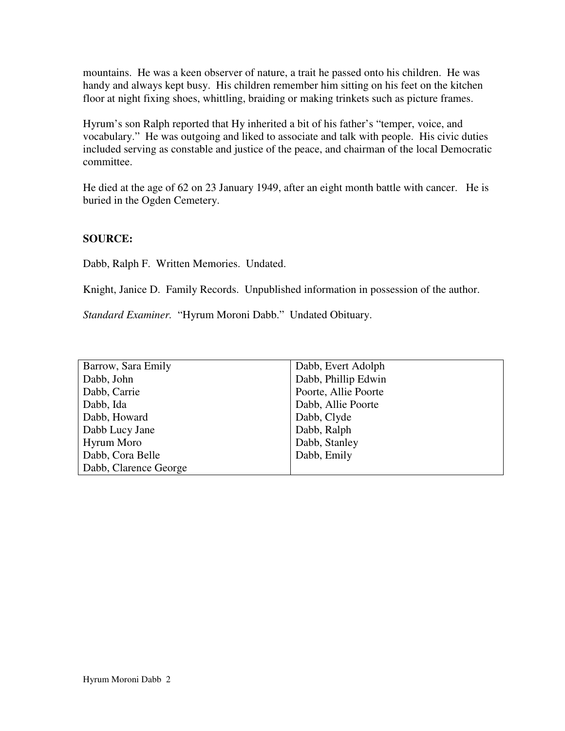mountains. He was a keen observer of nature, a trait he passed onto his children. He was handy and always kept busy. His children remember him sitting on his feet on the kitchen floor at night fixing shoes, whittling, braiding or making trinkets such as picture frames.

Hyrum's son Ralph reported that Hy inherited a bit of his father's "temper, voice, and vocabulary." He was outgoing and liked to associate and talk with people. His civic duties included serving as constable and justice of the peace, and chairman of the local Democratic committee.

He died at the age of 62 on 23 January 1949, after an eight month battle with cancer. He is buried in the Ogden Cemetery.

**SOURCE:**

Dabb, Ralph F. Written Memories. Undated.

Knight, Janice D. Family Records. Unpublished information in possession of the author.

*Standard Examiner.* "Hyrum Moroni Dabb." Undated Obituary.

| | |
|---|---|
| Barrow, Sara Emily | Dabb, Evert Adolph |
| Dabb, John | Dabb, Phillip Edwin |
| Dabb, Carrie | Poorte, Allie Poorte |
| Dabb, Ida | Dabb, Allie Poorte |
| Dabb, Howard | Dabb, Clyde |
| Dabb Lucy Jane | Dabb, Ralph |
| Hyrum Moro | Dabb, Stanley |
| Dabb, Cora Belle | Dabb, Emily |
| Dabb, Clarence George | |